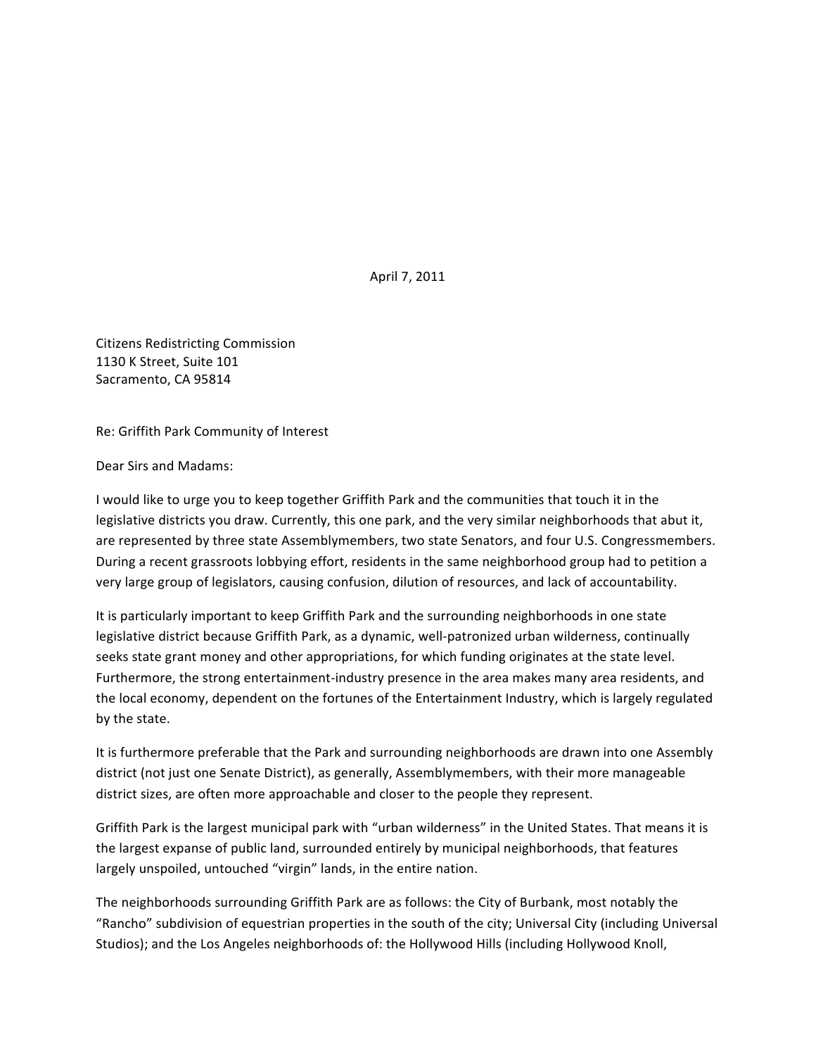April 7, 2011

Citizens Redistricting Commission
1130 K Street, Suite 101
Sacramento, CA 95814

Re: Griffith Park Community of Interest

Dear Sirs and Madams:

I would like to urge you to keep together Griffith Park and the communities that touch it in the legislative districts you draw. Currently, this one park, and the very similar neighborhoods that abut it, are represented by three state Assemblymembers, two state Senators, and four U.S. Congressmembers. During a recent grassroots lobbying effort, residents in the same neighborhood group had to petition a very large group of legislators, causing confusion, dilution of resources, and lack of accountability.

It is particularly important to keep Griffith Park and the surrounding neighborhoods in one state legislative district because Griffith Park, as a dynamic, well-patronized urban wilderness, continually seeks state grant money and other appropriations, for which funding originates at the state level. Furthermore, the strong entertainment-industry presence in the area makes many area residents, and the local economy, dependent on the fortunes of the Entertainment Industry, which is largely regulated by the state.

It is furthermore preferable that the Park and surrounding neighborhoods are drawn into one Assembly district (not just one Senate District), as generally, Assemblymembers, with their more manageable district sizes, are often more approachable and closer to the people they represent.

Griffith Park is the largest municipal park with "urban wilderness" in the United States. That means it is the largest expanse of public land, surrounded entirely by municipal neighborhoods, that features largely unspoiled, untouched "virgin" lands, in the entire nation.

The neighborhoods surrounding Griffith Park are as follows: the City of Burbank, most notably the "Rancho" subdivision of equestrian properties in the south of the city; Universal City (including Universal Studios); and the Los Angeles neighborhoods of: the Hollywood Hills (including Hollywood Knoll,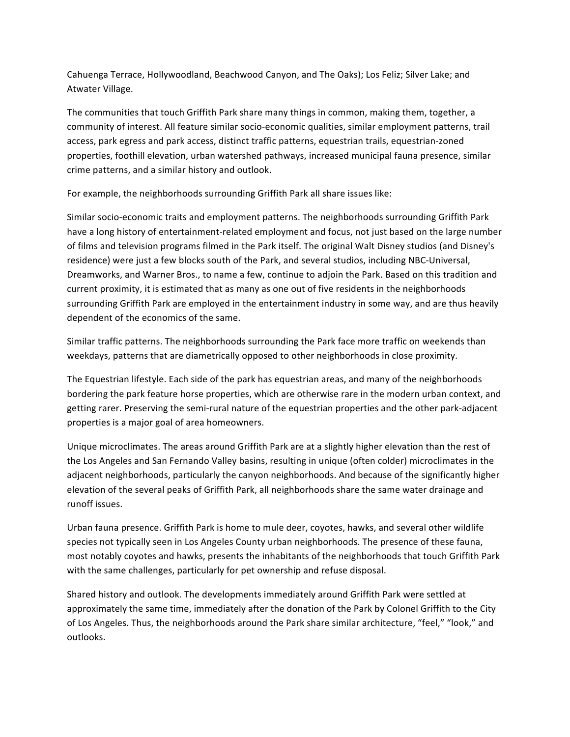Cahuenga Terrace, Hollywoodland, Beachwood Canyon, and The Oaks); Los Feliz; Silver Lake; and Atwater Village.

The communities that touch Griffith Park share many things in common, making them, together, a community of interest. All feature similar socio-economic qualities, similar employment patterns, trail access, park egress and park access, distinct traffic patterns, equestrian trails, equestrian-zoned properties, foothill elevation, urban watershed pathways, increased municipal fauna presence, similar crime patterns, and a similar history and outlook.

For example, the neighborhoods surrounding Griffith Park all share issues like:

Similar socio-economic traits and employment patterns. The neighborhoods surrounding Griffith Park have a long history of entertainment-related employment and focus, not just based on the large number of films and television programs filmed in the Park itself. The original Walt Disney studios (and Disney's residence) were just a few blocks south of the Park, and several studios, including NBC-Universal, Dreamworks, and Warner Bros., to name a few, continue to adjoin the Park. Based on this tradition and current proximity, it is estimated that as many as one out of five residents in the neighborhoods surrounding Griffith Park are employed in the entertainment industry in some way, and are thus heavily dependent of the economics of the same.

Similar traffic patterns. The neighborhoods surrounding the Park face more traffic on weekends than weekdays, patterns that are diametrically opposed to other neighborhoods in close proximity.

The Equestrian lifestyle. Each side of the park has equestrian areas, and many of the neighborhoods bordering the park feature horse properties, which are otherwise rare in the modern urban context, and getting rarer. Preserving the semi-rural nature of the equestrian properties and the other park-adjacent properties is a major goal of area homeowners.

Unique microclimates. The areas around Griffith Park are at a slightly higher elevation than the rest of the Los Angeles and San Fernando Valley basins, resulting in unique (often colder) microclimates in the adjacent neighborhoods, particularly the canyon neighborhoods. And because of the significantly higher elevation of the several peaks of Griffith Park, all neighborhoods share the same water drainage and runoff issues.

Urban fauna presence. Griffith Park is home to mule deer, coyotes, hawks, and several other wildlife species not typically seen in Los Angeles County urban neighborhoods. The presence of these fauna, most notably coyotes and hawks, presents the inhabitants of the neighborhoods that touch Griffith Park with the same challenges, particularly for pet ownership and refuse disposal.

Shared history and outlook. The developments immediately around Griffith Park were settled at approximately the same time, immediately after the donation of the Park by Colonel Griffith to the City of Los Angeles. Thus, the neighborhoods around the Park share similar architecture, "feel," "look," and outlooks.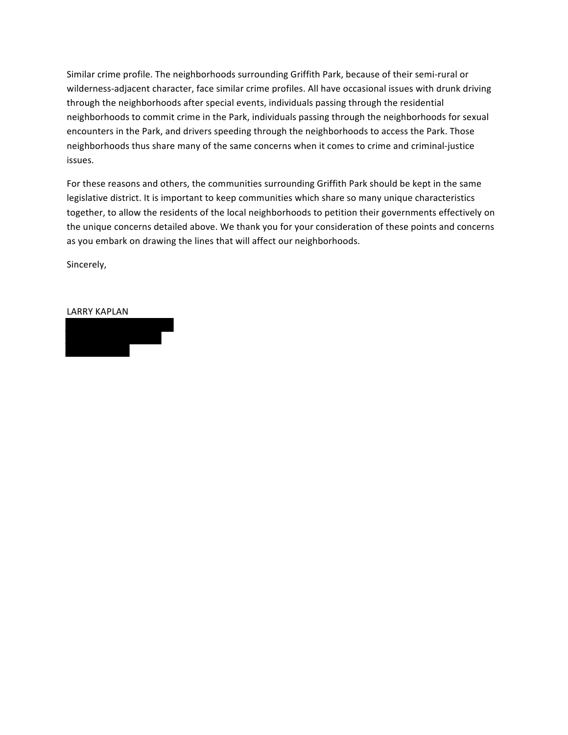Similar crime profile. The neighborhoods surrounding Griffith Park, because of their semi-rural or wilderness-adjacent character, face similar crime profiles. All have occasional issues with drunk driving through the neighborhoods after special events, individuals passing through the residential neighborhoods to commit crime in the Park, individuals passing through the neighborhoods for sexual encounters in the Park, and drivers speeding through the neighborhoods to access the Park. Those neighborhoods thus share many of the same concerns when it comes to crime and criminal-justice issues.

For these reasons and others, the communities surrounding Griffith Park should be kept in the same legislative district. It is important to keep communities which share so many unique characteristics together, to allow the residents of the local neighborhoods to petition their governments effectively on the unique concerns detailed above. We thank you for your consideration of these points and concerns as you embark on drawing the lines that will affect our neighborhoods.

Sincerely,

LARRY KAPLAN